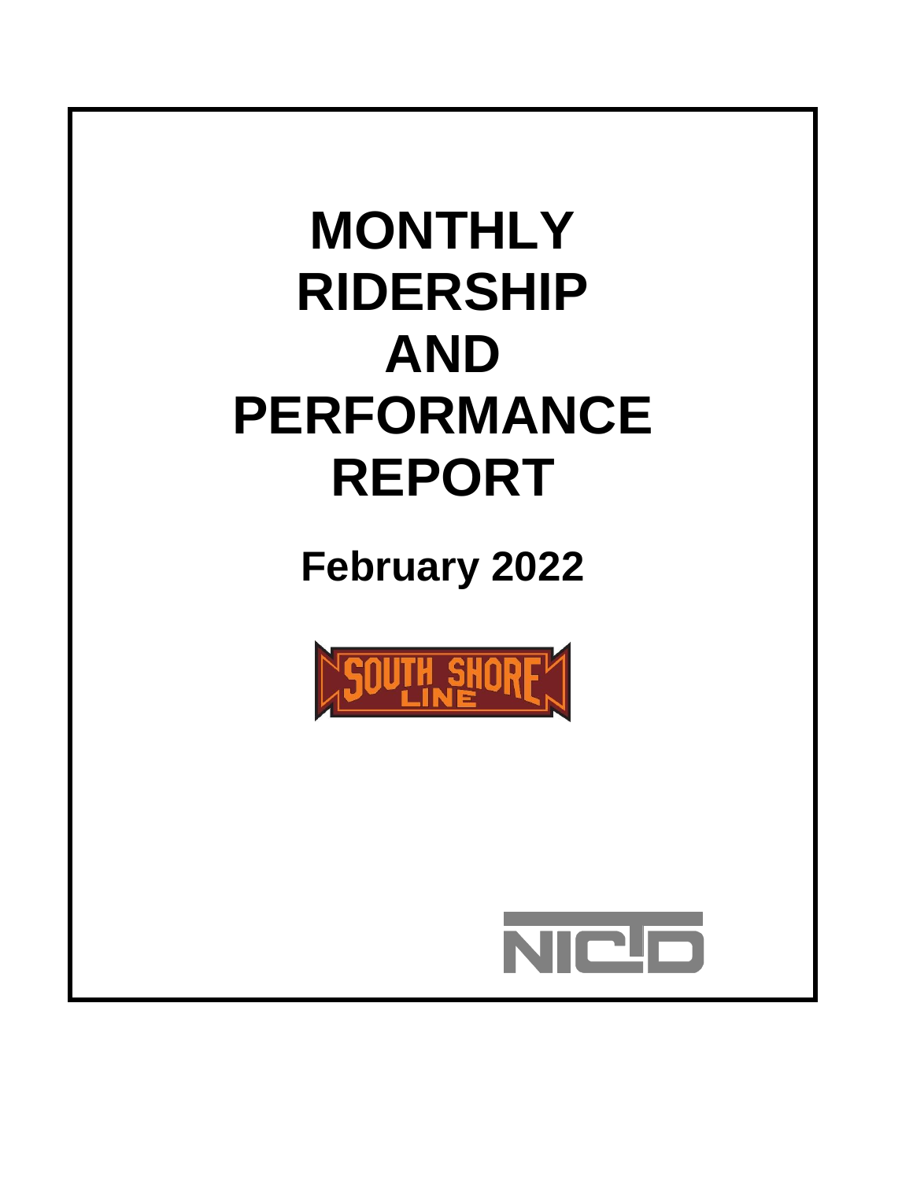# MONTHLY RIDERSHIP AND PERFORMANCE REPORT

## February 2022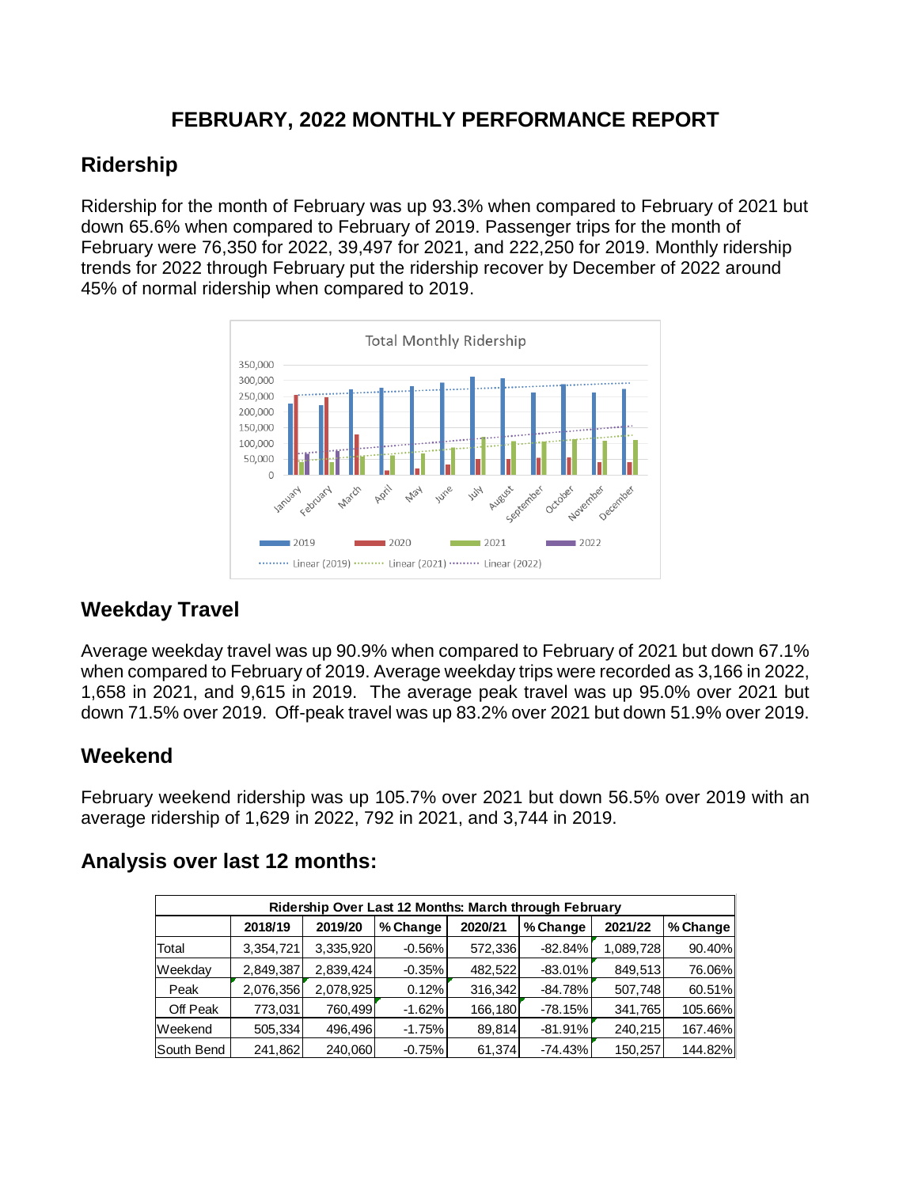# FEBRUARY, 2022 MONTHLY PERFORMANCE REPORT

## Ridership

Ridership for the month of February was up 93.3% when compared to February of 2021 but down 65.6% when compared to February of 2019. Passenger trips for the month of February were 76,350 for 2022, 39,497 for 2021, and 222,250 for 2019. Monthly ridership trends for 2022 through February put the ridership recover by December of 2022 around 45% of normal ridership when compared to 2019.

## Weekday Travel

Average weekday travel was up 90.9% when compared to February of 2021 but down 67.1% when compared to February of 2019. Average weekday trips were recorded as 3,166 in 2022, 1,658 in 2021, and 9,615 in 2019. The average peak travel was up 95.0% over 2021 but down 71.5% over 2019. Off-peak travel was up 83.2% over 2021 but down 51.9% over 2019.

## Weekend

February weekend ridership was up 105.7% over 2021 but down 56.5% over 2019 with an average ridership of 1,629 in 2022, 792 in 2021, and 3,744 in 2019.

## Analysis over last 12 months:

| Ridership Over Last 12 Months: March through February | | | | | | | |
|---|---|---|---|---|---|---|---|
| | 2018/19 | 2019/20 | % Change | 2020/21 | % Change | 2021/22 | % Change |
| Total | 3,354,721 | 3,335,920 | -0.56% | 572,336 | -82.84% | 1,089,728 | 90.40% |
| Weekday | 2,849,387 | 2,839,424 | -0.35% | 482,522 | -83.01% | 849,513 | 76.06% |
| Peak | 2,076,356 | 2,078,925 | 0.12% | 316,342 | -84.78% | 507,748 | 60.51% |
| Off Peak | 773,031 | 760,499 | -1.62% | 166,180 | -78.15% | 341,765 | 105.66% |
| Weekend | 505,334 | 496,496 | -1.75% | 89,814 | -81.91% | 240,215 | 167.46% |
| South Bend | 241,862 | 240,060 | -0.75% | 61,374 | -74.43% | 150,257 | 144.82% |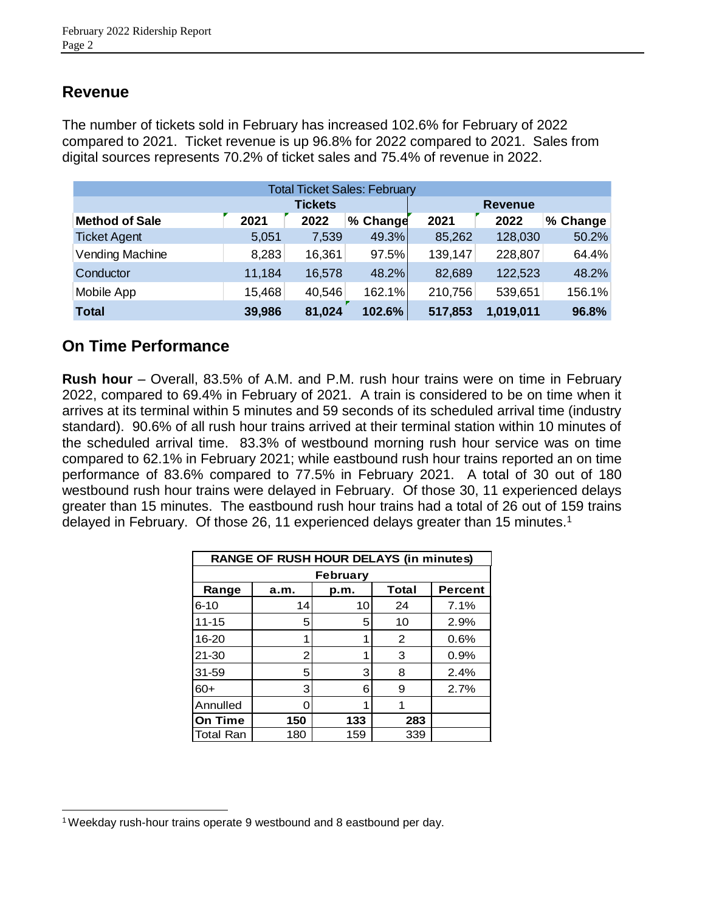## Revenue

The number of tickets sold in February has increased 102.6% for February of 2022 compared to 2021. Ticket revenue is up 96.8% for 2022 compared to 2021. Sales from digital sources represents 70.2% of ticket sales and 75.4% of revenue in 2022.

| Total Ticket Sales: February | | | | | | |
|---|---|---|---|---|---|---|
| | Tickets | | | Revenue | | |
| **Method of Sale** | **2021** | **2022** | **% Change** | **2021** | **2022** | **% Change** |
| Ticket Agent | 5,051 | 7,539 | 49.3% | 85,262 | 128,030 | 50.2% |
| Vending Machine | 8,283 | 16,361 | 97.5% | 139,147 | 228,807 | 64.4% |
| Conductor | 11,184 | 16,578 | 48.2% | 82,689 | 122,523 | 48.2% |
| Mobile App | 15,468 | 40,546 | 162.1% | 210,756 | 539,651 | 156.1% |
| **Total** | **39,986** | **81,024** | **102.6%** | **517,853** | **1,019,011** | **96.8%** |

## On Time Performance

**Rush hour** – Overall, 83.5% of A.M. and P.M. rush hour trains were on time in February 2022, compared to 69.4% in February of 2021. A train is considered to be on time when it arrives at its terminal within 5 minutes and 59 seconds of its scheduled arrival time (industry standard). 90.6% of all rush hour trains arrived at their terminal station within 10 minutes of the scheduled arrival time. 83.3% of westbound morning rush hour service was on time compared to 62.1% in February 2021; while eastbound rush hour trains reported an on time performance of 83.6% compared to 77.5% in February 2021. A total of 30 out of 180 westbound rush hour trains were delayed in February. Of those 30, 11 experienced delays greater than 15 minutes. The eastbound rush hour trains had a total of 26 out of 159 trains delayed in February. Of those 26, 11 experienced delays greater than 15 minutes.[1]

| RANGE OF RUSH HOUR DELAYS (in minutes) | | | | |
|---|---|---|---|---|
| February | | | | |
| **Range** | **a.m.** | **p.m.** | **Total** | **Percent** |
| 6-10 | 14 | 10 | 24 | 7.1% |
| 11-15 | 5 | 5 | 10 | 2.9% |
| 16-20 | 1 | 1 | 2 | 0.6% |
| 21-30 | 2 | 1 | 3 | 0.9% |
| 31-59 | 5 | 3 | 8 | 2.4% |
| 60+ | 3 | 6 | 9 | 2.7% |
| Annulled | 0 | 1 | 1 | |
| **On Time** | **150** | **133** | **283** | |
| Total Ran | 180 | 159 | 339 | |

[1] Weekday rush-hour trains operate 9 westbound and 8 eastbound per day.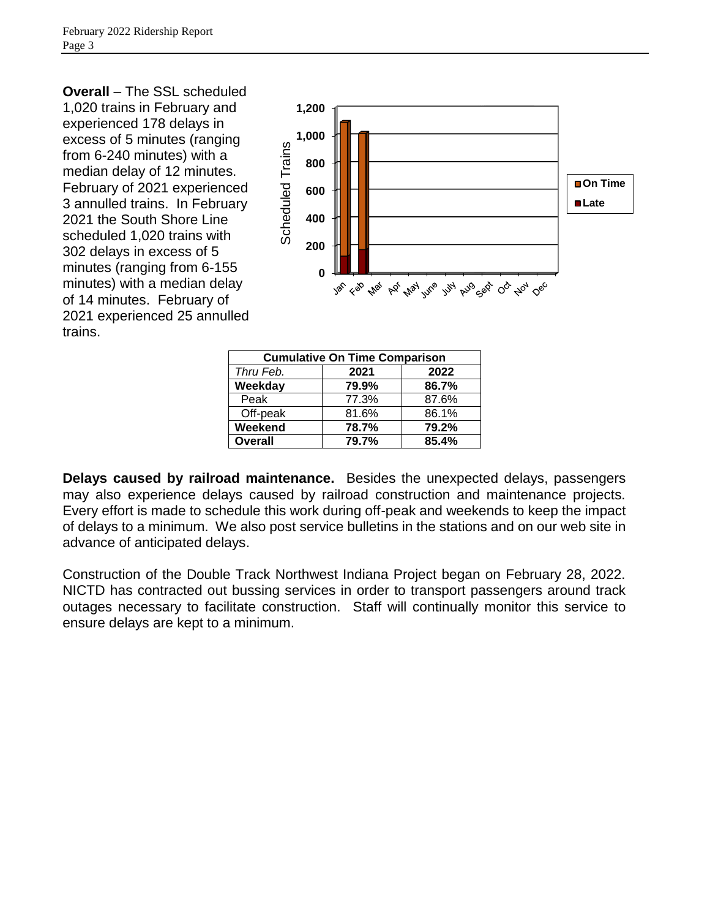**Overall** – The SSL scheduled 1,020 trains in February and experienced 178 delays in excess of 5 minutes (ranging from 6-240 minutes) with a median delay of 12 minutes. February of 2021 experienced 3 annulled trains. In February 2021 the South Shore Line scheduled 1,020 trains with 302 delays in excess of 5 minutes (ranging from 6-155 minutes) with a median delay of 14 minutes. February of 2021 experienced 25 annulled trains.

| Cumulative On Time Comparison | | |
|---|---|---|
| *Thru Feb.* | **2021** | **2022** |
| **Weekday** | **79.9%** | **86.7%** |
| Peak | 77.3% | 87.6% |
| Off-peak | 81.6% | 86.1% |
| **Weekend** | **78.7%** | **79.2%** |
| **Overall** | **79.7%** | **85.4%** |

**Delays caused by railroad maintenance.** Besides the unexpected delays, passengers may also experience delays caused by railroad construction and maintenance projects. Every effort is made to schedule this work during off-peak and weekends to keep the impact of delays to a minimum. We also post service bulletins in the stations and on our web site in advance of anticipated delays.

Construction of the Double Track Northwest Indiana Project began on February 28, 2022. NICTD has contracted out bussing services in order to transport passengers around track outages necessary to facilitate construction. Staff will continually monitor this service to ensure delays are kept to a minimum.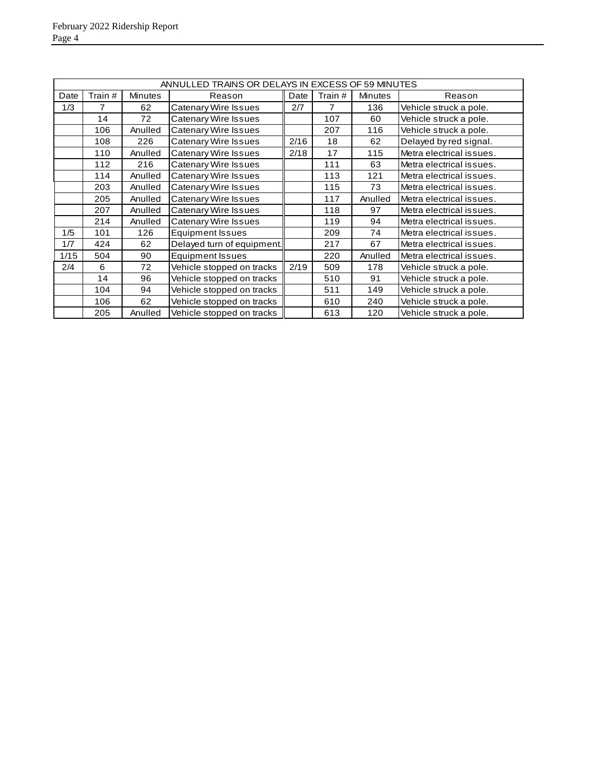| ANNULLED TRAINS OR DELAYS IN EXCESS OF 59 MINUTES | | | | | | | |
|---|---|---|---|---|---|---|---|
| Date | Train # | Minutes | Reason | Date | Train # | Minutes | Reason |
| 1/3 | 7 | 62 | Catenary Wire Issues | 2/7 | 7 | 136 | Vehicle struck a pole. |
| | 14 | 72 | Catenary Wire Issues | | 107 | 60 | Vehicle struck a pole. |
| | 106 | Anulled | Catenary Wire Issues | | 207 | 116 | Vehicle struck a pole. |
| | 108 | 226 | Catenary Wire Issues | 2/16 | 18 | 62 | Delayed by red signal. |
| | 110 | Anulled | Catenary Wire Issues | 2/18 | 17 | 115 | Metra electrical issues. |
| | 112 | 216 | Catenary Wire Issues | | 111 | 63 | Metra electrical issues. |
| | 114 | Anulled | Catenary Wire Issues | | 113 | 121 | Metra electrical issues. |
| | 203 | Anulled | Catenary Wire Issues | | 115 | 73 | Metra electrical issues. |
| | 205 | Anulled | Catenary Wire Issues | | 117 | Anulled | Metra electrical issues. |
| | 207 | Anulled | Catenary Wire Issues | | 118 | 97 | Metra electrical issues. |
| | 214 | Anulled | Catenary Wire Issues | | 119 | 94 | Metra electrical issues. |
| 1/5 | 101 | 126 | Equipment Issues | | 209 | 74 | Metra electrical issues. |
| 1/7 | 424 | 62 | Delayed turn of equipment. | | 217 | 67 | Metra electrical issues. |
| 1/15 | 504 | 90 | Equipment Issues | | 220 | Anulled | Metra electrical issues. |
| 2/4 | 6 | 72 | Vehicle stopped on tracks | 2/19 | 509 | 178 | Vehicle struck a pole. |
| | 14 | 96 | Vehicle stopped on tracks | | 510 | 91 | Vehicle struck a pole. |
| | 104 | 94 | Vehicle stopped on tracks | | 511 | 149 | Vehicle struck a pole. |
| | 106 | 62 | Vehicle stopped on tracks | | 610 | 240 | Vehicle struck a pole. |
| | 205 | Anulled | Vehicle stopped on tracks | | 613 | 120 | Vehicle struck a pole. |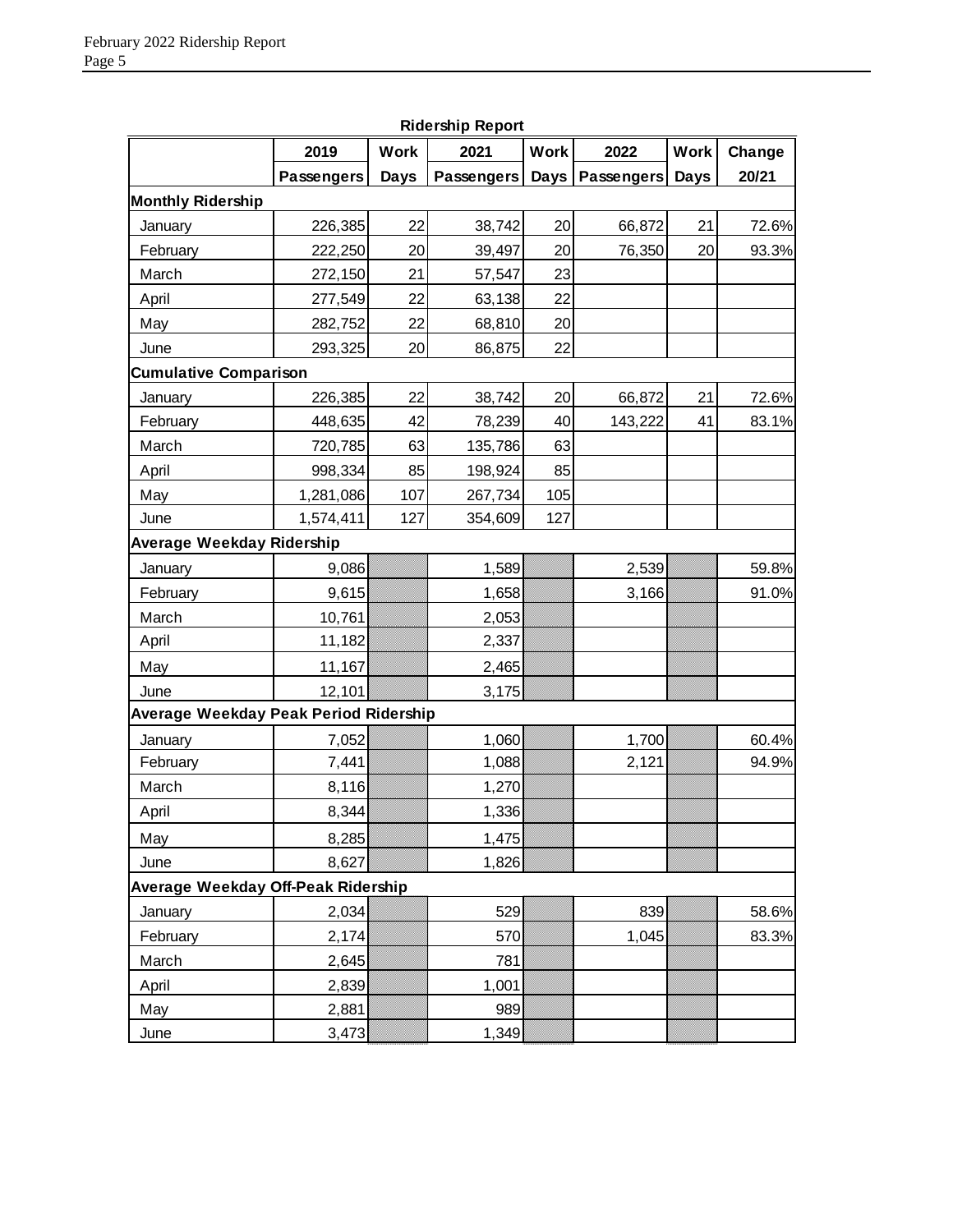**Ridership Report**

| | 2019 Passengers | Work Days | 2021 Passengers | Work Days | 2022 Passengers | Work Days | Change 20/21 |
|---|---|---|---|---|---|---|---|
| **Monthly Ridership** | | | | | | | |
| January | 226,385 | 22 | 38,742 | 20 | 66,872 | 21 | 72.6% |
| February | 222,250 | 20 | 39,497 | 20 | 76,350 | 20 | 93.3% |
| March | 272,150 | 21 | 57,547 | 23 | | | |
| April | 277,549 | 22 | 63,138 | 22 | | | |
| May | 282,752 | 22 | 68,810 | 20 | | | |
| June | 293,325 | 20 | 86,875 | 22 | | | |
| **Cumulative Comparison** | | | | | | | |
| January | 226,385 | 22 | 38,742 | 20 | 66,872 | 21 | 72.6% |
| February | 448,635 | 42 | 78,239 | 40 | 143,222 | 41 | 83.1% |
| March | 720,785 | 63 | 135,786 | 63 | | | |
| April | 998,334 | 85 | 198,924 | 85 | | | |
| May | 1,281,086 | 107 | 267,734 | 105 | | | |
| June | 1,574,411 | 127 | 354,609 | 127 | | | |
| **Average Weekday Ridership** | | | | | | | |
| January | 9,086 | | 1,589 | | 2,539 | | 59.8% |
| February | 9,615 | | 1,658 | | 3,166 | | 91.0% |
| March | 10,761 | | 2,053 | | | | |
| April | 11,182 | | 2,337 | | | | |
| May | 11,167 | | 2,465 | | | | |
| June | 12,101 | | 3,175 | | | | |
| **Average Weekday Peak Period Ridership** | | | | | | | |
| January | 7,052 | | 1,060 | | 1,700 | | 60.4% |
| February | 7,441 | | 1,088 | | 2,121 | | 94.9% |
| March | 8,116 | | 1,270 | | | | |
| April | 8,344 | | 1,336 | | | | |
| May | 8,285 | | 1,475 | | | | |
| June | 8,627 | | 1,826 | | | | |
| **Average Weekday Off-Peak Ridership** | | | | | | | |
| January | 2,034 | | 529 | | 839 | | 58.6% |
| February | 2,174 | | 570 | | 1,045 | | 83.3% |
| March | 2,645 | | 781 | | | | |
| April | 2,839 | | 1,001 | | | | |
| May | 2,881 | | 989 | | | | |
| June | 3,473 | | 1,349 | | | | |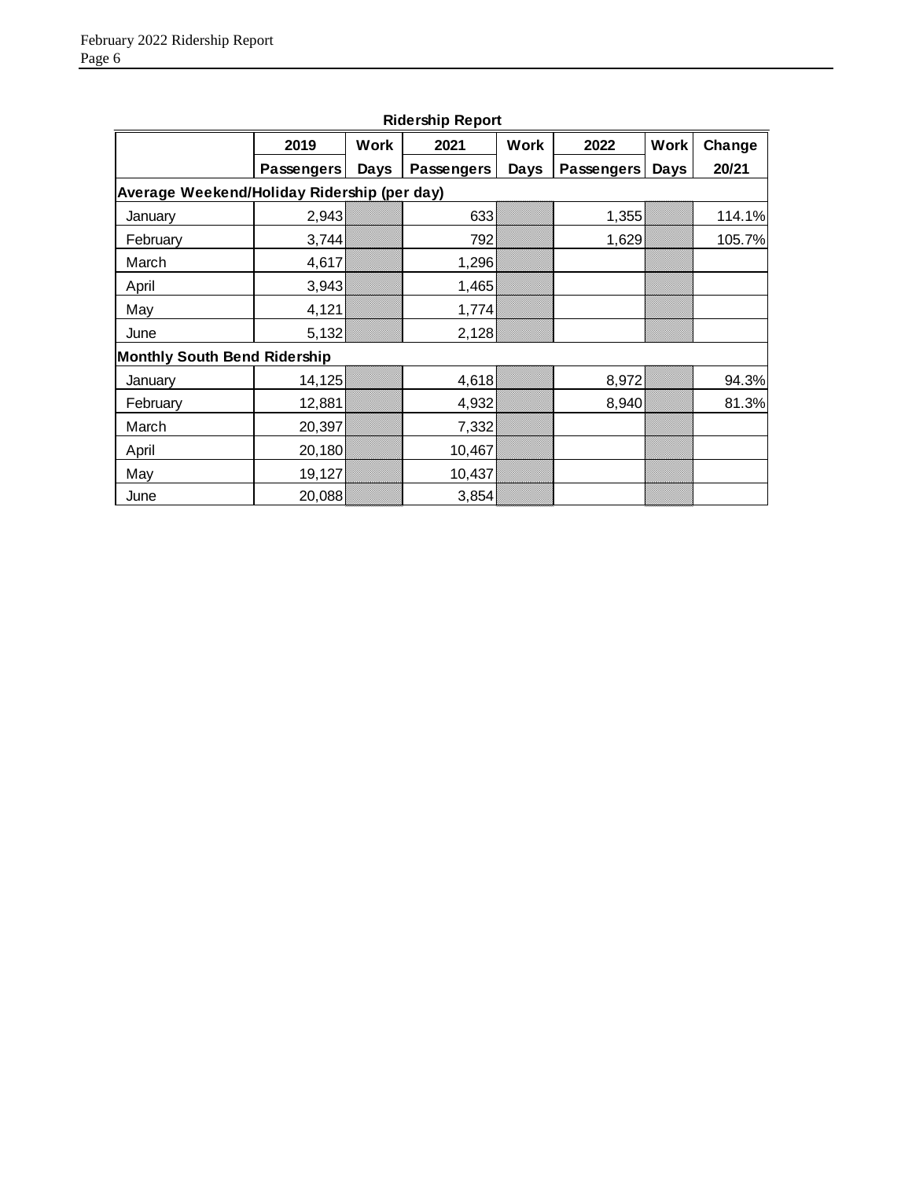**Ridership Report**

| | 2019 | Work | 2021 | Work | 2022 | Work | Change |
|---|---|---|---|---|---|---|---|
| | Passengers | Days | Passengers | Days | Passengers | Days | 20/21 |
| **Average Weekend/Holiday Ridership (per day)** | | | | | | | |
| January | 2,943 | | 633 | | 1,355 | | 114.1% |
| February | 3,744 | | 792 | | 1,629 | | 105.7% |
| March | 4,617 | | 1,296 | | | | |
| April | 3,943 | | 1,465 | | | | |
| May | 4,121 | | 1,774 | | | | |
| June | 5,132 | | 2,128 | | | | |
| **Monthly South Bend Ridership** | | | | | | | |
| January | 14,125 | | 4,618 | | 8,972 | | 94.3% |
| February | 12,881 | | 4,932 | | 8,940 | | 81.3% |
| March | 20,397 | | 7,332 | | | | |
| April | 20,180 | | 10,467 | | | | |
| May | 19,127 | | 10,437 | | | | |
| June | 20,088 | | 3,854 | | | | |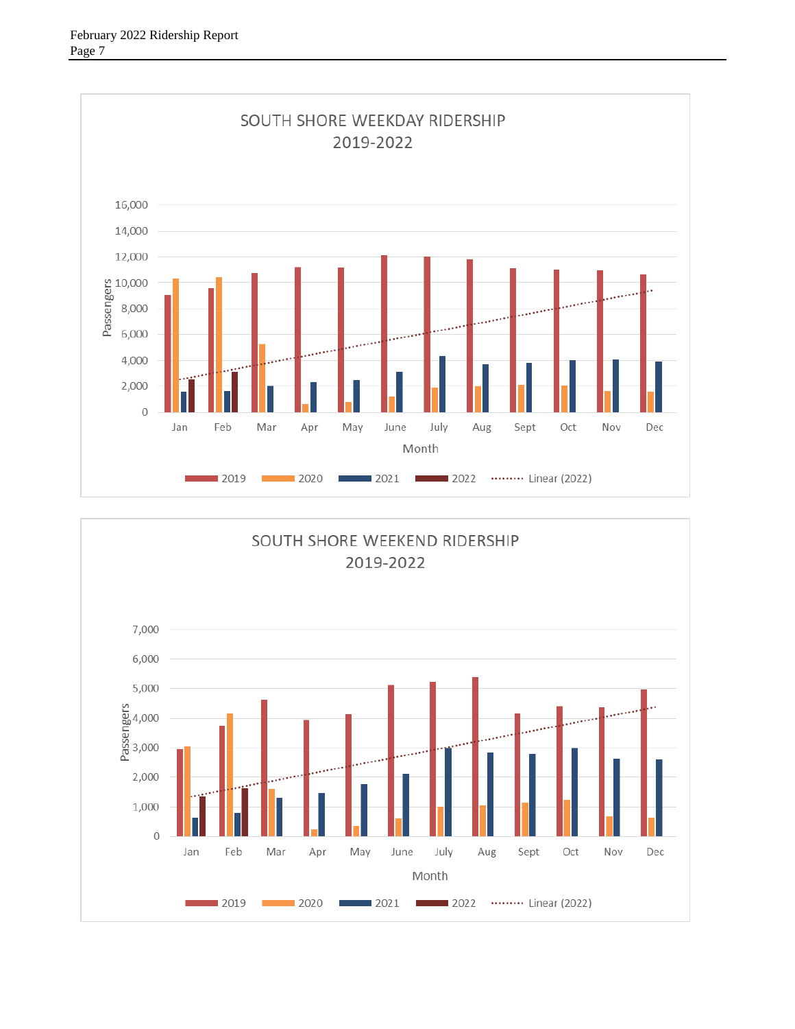SOUTH SHORE WEEKDAY RIDERSHIP
2019-2022

Passengers: 0, 2,000, 4,000, 6,000, 8,000, 10,000, 12,000, 14,000, 16,000

Month: Jan, Feb, Mar, Apr, May, June, July, Aug, Sept, Oct, Nov, Dec

2019 | 2020 | 2021 | 2022 | Linear (2022)

SOUTH SHORE WEEKEND RIDERSHIP
2019-2022

Passengers: 0, 1,000, 2,000, 3,000, 4,000, 5,000, 6,000, 7,000

Month: Jan, Feb, Mar, Apr, May, June, July, Aug, Sept, Oct, Nov, Dec

2019 | 2020 | 2021 | 2022 | Linear (2022)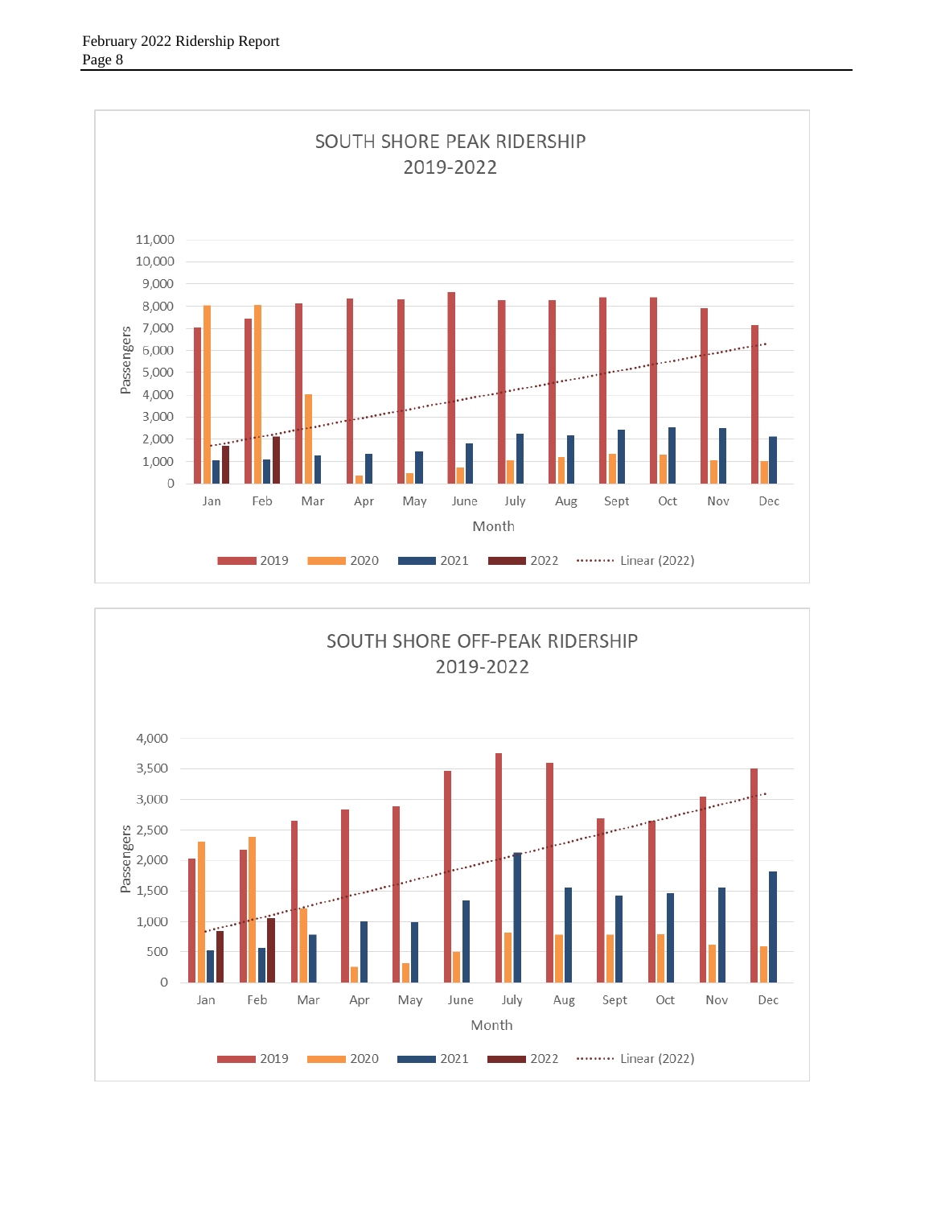SOUTH SHORE PEAK RIDERSHIP
2019-2022

Passengers

11,000
10,000
9,000
8,000
7,000
6,000
5,000
4,000
3,000
2,000
1,000
0

Jan Feb Mar Apr May June July Aug Sept Oct Nov Dec

Month

2019 2020 2021 2022 Linear (2022)

SOUTH SHORE OFF-PEAK RIDERSHIP
2019-2022

Passengers

4,000
3,500
3,000
2,500
2,000
1,500
1,000
500
0

Jan Feb Mar Apr May June July Aug Sept Oct Nov Dec

Month

2019 2020 2021 2022 Linear (2022)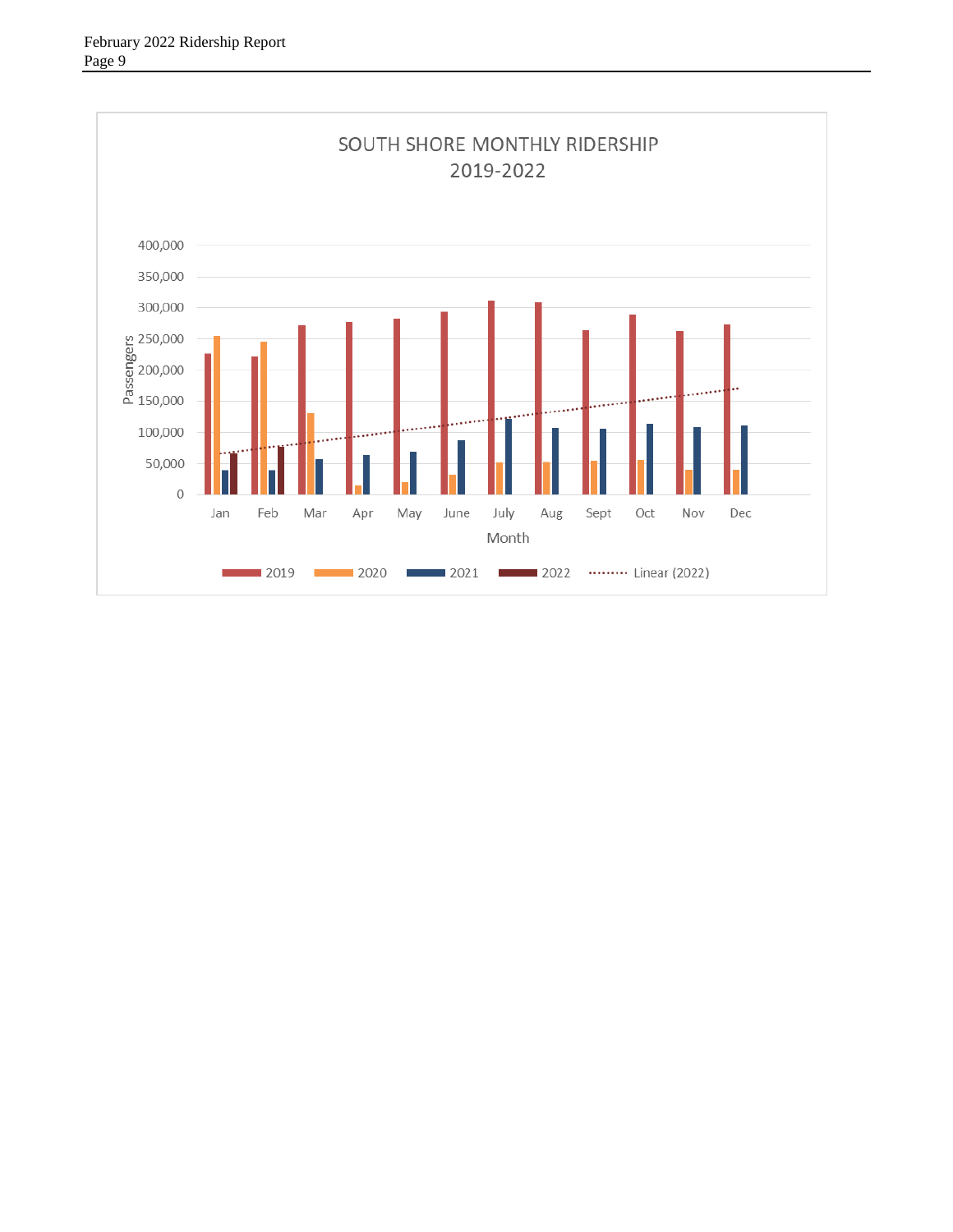SOUTH SHORE MONTHLY RIDERSHIP
2019-2022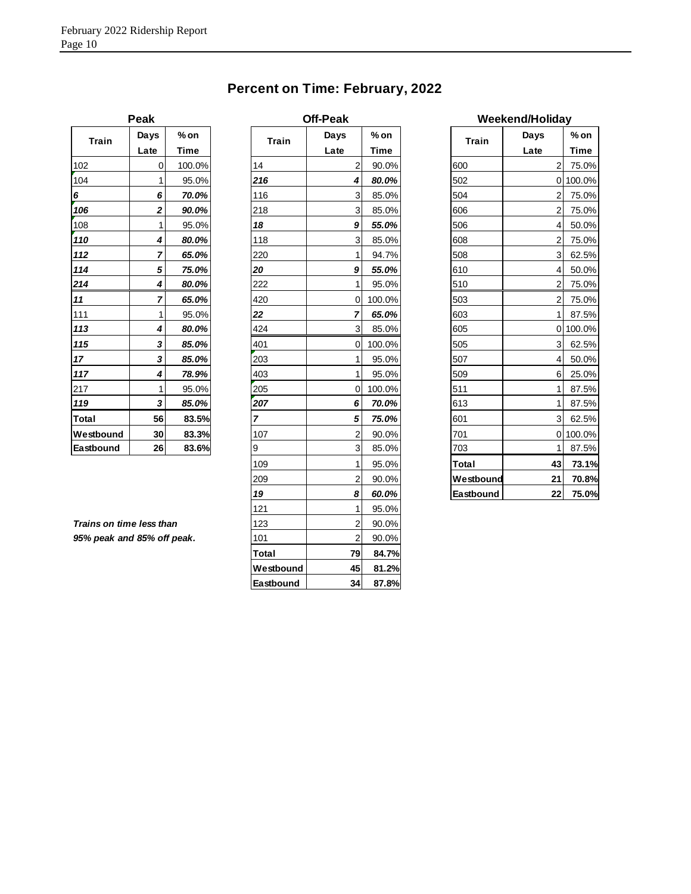## Percent on Time: February, 2022

### Peak

| Train | Days Late | % on Time |
|---|---|---|
| 102 | 0 | 100.0% |
| 104 | 1 | 95.0% |
| ***6*** | ***6*** | ***70.0%*** |
| ***106*** | ***2*** | ***90.0%*** |
| 108 | 1 | 95.0% |
| ***110*** | ***4*** | ***80.0%*** |
| ***112*** | ***7*** | ***65.0%*** |
| ***114*** | ***5*** | ***75.0%*** |
| ***214*** | ***4*** | ***80.0%*** |
| ***11*** | ***7*** | ***65.0%*** |
| 111 | 1 | 95.0% |
| ***113*** | ***4*** | ***80.0%*** |
| ***115*** | ***3*** | ***85.0%*** |
| ***17*** | ***3*** | ***85.0%*** |
| ***117*** | ***4*** | ***78.9%*** |
| 217 | 1 | 95.0% |
| ***119*** | ***3*** | ***85.0%*** |
| **Total** | **56** | **83.5%** |
| **Westbound** | **30** | **83.3%** |
| **Eastbound** | **26** | **83.6%** |

### Off-Peak

| Train | Days Late | % on Time |
|---|---|---|
| 14 | 2 | 90.0% |
| ***216*** | ***4*** | ***80.0%*** |
| 116 | 3 | 85.0% |
| 218 | 3 | 85.0% |
| ***18*** | ***9*** | ***55.0%*** |
| 118 | 3 | 85.0% |
| 220 | 1 | 94.7% |
| ***20*** | ***9*** | ***55.0%*** |
| 222 | 1 | 95.0% |
| 420 | 0 | 100.0% |
| ***22*** | ***7*** | ***65.0%*** |
| 424 | 3 | 85.0% |
| 401 | 0 | 100.0% |
| 203 | 1 | 95.0% |
| 403 | 1 | 95.0% |
| 205 | 0 | 100.0% |
| ***207*** | ***6*** | ***70.0%*** |
| ***7*** | ***5*** | ***75.0%*** |
| 107 | 2 | 90.0% |
| 9 | 3 | 85.0% |
| 109 | 1 | 95.0% |
| 209 | 2 | 90.0% |
| ***19*** | ***8*** | ***60.0%*** |
| 121 | 1 | 95.0% |
| 123 | 2 | 90.0% |
| 101 | 2 | 90.0% |
| **Total** | **79** | **84.7%** |
| **Westbound** | **45** | **81.2%** |
| **Eastbound** | **34** | **87.8%** |

### Weekend/Holiday

| Train | Days Late | % on Time |
|---|---|---|
| 600 | 2 | 75.0% |
| 502 | 0 | 100.0% |
| 504 | 2 | 75.0% |
| 606 | 2 | 75.0% |
| 506 | 4 | 50.0% |
| 608 | 2 | 75.0% |
| 508 | 3 | 62.5% |
| 610 | 4 | 50.0% |
| 510 | 2 | 75.0% |
| 503 | 2 | 75.0% |
| 603 | 1 | 87.5% |
| 605 | 0 | 100.0% |
| 505 | 3 | 62.5% |
| 507 | 4 | 50.0% |
| 509 | 6 | 25.0% |
| 511 | 1 | 87.5% |
| 613 | 1 | 87.5% |
| 601 | 3 | 62.5% |
| 701 | 0 | 100.0% |
| 703 | 1 | 87.5% |
| **Total** | **43** | **73.1%** |
| **Westbound** | **21** | **70.8%** |
| **Eastbound** | **22** | **75.0%** |

***Trains on time less than 95% peak and 85% off peak.***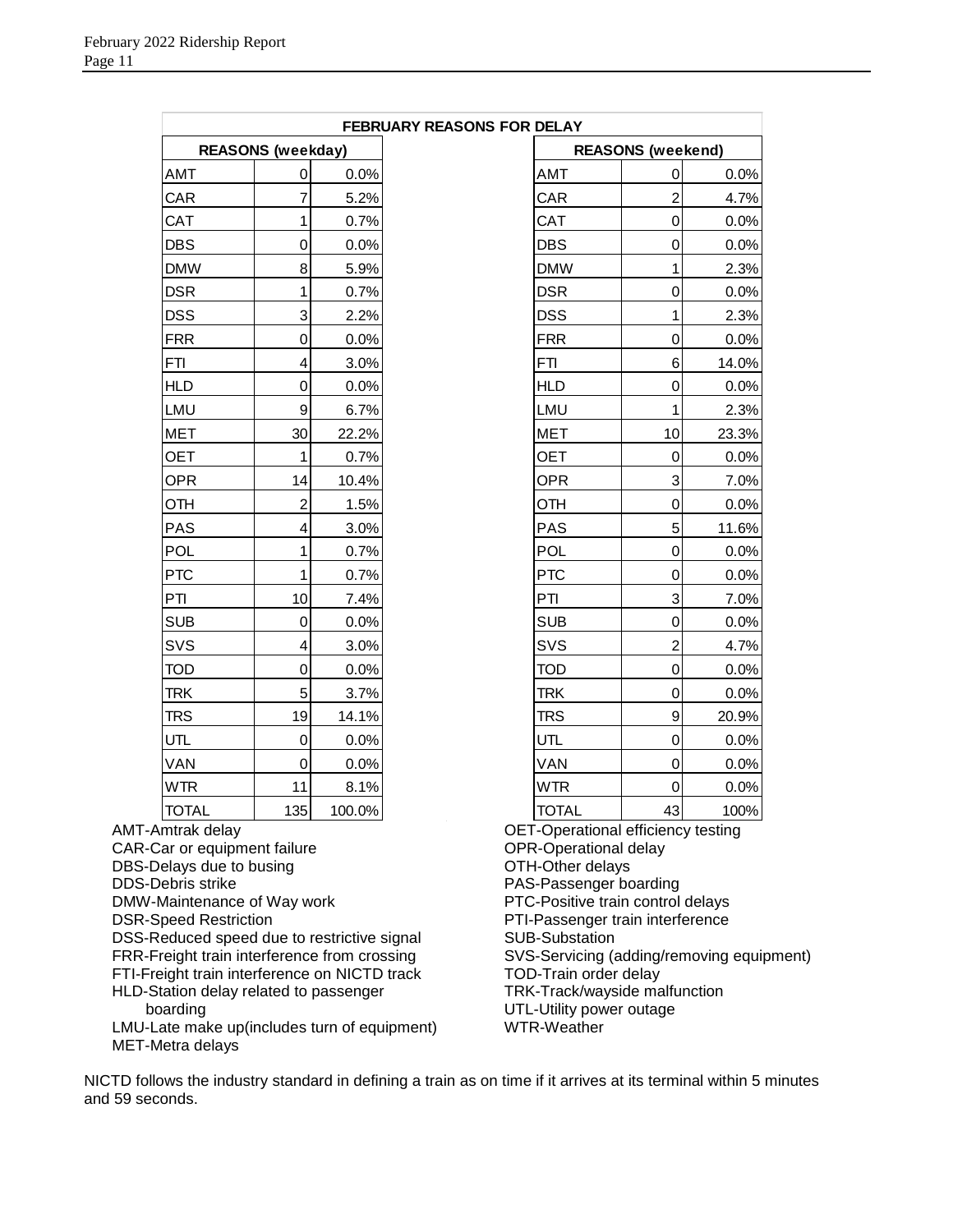## FEBRUARY REASONS FOR DELAY

| REASONS (weekday) | | |
|---|---|---|
| AMT | 0 | 0.0% |
| CAR | 7 | 5.2% |
| CAT | 1 | 0.7% |
| DBS | 0 | 0.0% |
| DMW | 8 | 5.9% |
| DSR | 1 | 0.7% |
| DSS | 3 | 2.2% |
| FRR | 0 | 0.0% |
| FTI | 4 | 3.0% |
| HLD | 0 | 0.0% |
| LMU | 9 | 6.7% |
| MET | 30 | 22.2% |
| OET | 1 | 0.7% |
| OPR | 14 | 10.4% |
| OTH | 2 | 1.5% |
| PAS | 4 | 3.0% |
| POL | 1 | 0.7% |
| PTC | 1 | 0.7% |
| PTI | 10 | 7.4% |
| SUB | 0 | 0.0% |
| SVS | 4 | 3.0% |
| TOD | 0 | 0.0% |
| TRK | 5 | 3.7% |
| TRS | 19 | 14.1% |
| UTL | 0 | 0.0% |
| VAN | 0 | 0.0% |
| WTR | 11 | 8.1% |
| TOTAL | 135 | 100.0% |

| REASONS (weekend) | | |
|---|---|---|
| AMT | 0 | 0.0% |
| CAR | 2 | 4.7% |
| CAT | 0 | 0.0% |
| DBS | 0 | 0.0% |
| DMW | 1 | 2.3% |
| DSR | 0 | 0.0% |
| DSS | 1 | 2.3% |
| FRR | 0 | 0.0% |
| FTI | 6 | 14.0% |
| HLD | 0 | 0.0% |
| LMU | 1 | 2.3% |
| MET | 10 | 23.3% |
| OET | 0 | 0.0% |
| OPR | 3 | 7.0% |
| OTH | 0 | 0.0% |
| PAS | 5 | 11.6% |
| POL | 0 | 0.0% |
| PTC | 0 | 0.0% |
| PTI | 3 | 7.0% |
| SUB | 0 | 0.0% |
| SVS | 2 | 4.7% |
| TOD | 0 | 0.0% |
| TRK | 0 | 0.0% |
| TRS | 9 | 20.9% |
| UTL | 0 | 0.0% |
| VAN | 0 | 0.0% |
| WTR | 0 | 0.0% |
| TOTAL | 43 | 100% |

AMT-Amtrak delay
CAR-Car or equipment failure
DBS-Delays due to busing
DDS-Debris strike
DMW-Maintenance of Way work
DSR-Speed Restriction
DSS-Reduced speed due to restrictive signal
FRR-Freight train interference from crossing
FTI-Freight train interference on NICTD track
HLD-Station delay related to passenger boarding
LMU-Late make up(includes turn of equipment)
MET-Metra delays
OET-Operational efficiency testing
OPR-Operational delay
OTH-Other delays
PAS-Passenger boarding
PTC-Positive train control delays
PTI-Passenger train interference
SUB-Substation
SVS-Servicing (adding/removing equipment)
TOD-Train order delay
TRK-Track/wayside malfunction
UTL-Utility power outage
WTR-Weather

NICTD follows the industry standard in defining a train as on time if it arrives at its terminal within 5 minutes and 59 seconds.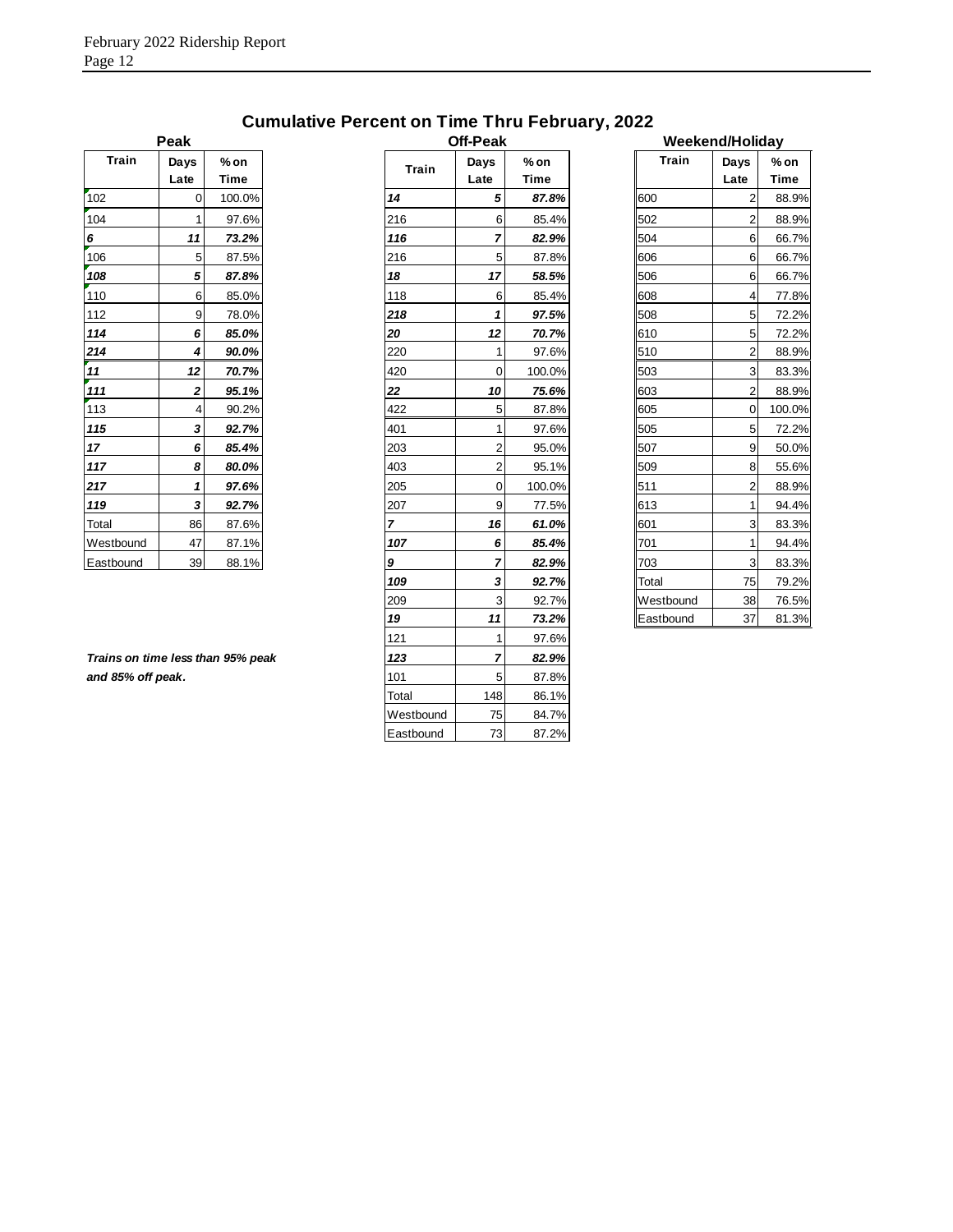# Cumulative Percent on Time Thru February, 2022

### Peak

| Train | Days Late | % on Time |
|---|---|---|
| 102 | 0 | 100.0% |
| 104 | 1 | 97.6% |
| ***6*** | ***11*** | ***73.2%*** |
| 106 | 5 | 87.5% |
| ***108*** | ***5*** | ***87.8%*** |
| 110 | 6 | 85.0% |
| 112 | 9 | 78.0% |
| ***114*** | ***6*** | ***85.0%*** |
| ***214*** | ***4*** | ***90.0%*** |
| ***11*** | ***12*** | ***70.7%*** |
| ***111*** | ***2*** | ***95.1%*** |
| 113 | 4 | 90.2% |
| ***115*** | ***3*** | ***92.7%*** |
| ***17*** | ***6*** | ***85.4%*** |
| ***117*** | ***8*** | ***80.0%*** |
| ***217*** | ***1*** | ***97.6%*** |
| ***119*** | ***3*** | ***92.7%*** |
| Total | 86 | 87.6% |
| Westbound | 47 | 87.1% |
| Eastbound | 39 | 88.1% |

***Trains on time less than 95% peak and 85% off peak.***

### Off-Peak

| Train | Days Late | % on Time |
|---|---|---|
| ***14*** | ***5*** | ***87.8%*** |
| 216 | 6 | 85.4% |
| ***116*** | ***7*** | ***82.9%*** |
| 216 | 5 | 87.8% |
| ***18*** | ***17*** | ***58.5%*** |
| 118 | 6 | 85.4% |
| ***218*** | ***1*** | ***97.5%*** |
| ***20*** | ***12*** | ***70.7%*** |
| 220 | 1 | 97.6% |
| 420 | 0 | 100.0% |
| ***22*** | ***10*** | ***75.6%*** |
| 422 | 5 | 87.8% |
| 401 | 1 | 97.6% |
| 203 | 2 | 95.0% |
| 403 | 2 | 95.1% |
| 205 | 0 | 100.0% |
| 207 | 9 | 77.5% |
| ***7*** | ***16*** | ***61.0%*** |
| ***107*** | ***6*** | ***85.4%*** |
| ***9*** | ***7*** | ***82.9%*** |
| ***109*** | ***3*** | ***92.7%*** |
| 209 | 3 | 92.7% |
| ***19*** | ***11*** | ***73.2%*** |
| 121 | 1 | 97.6% |
| ***123*** | ***7*** | ***82.9%*** |
| 101 | 5 | 87.8% |
| Total | 148 | 86.1% |
| Westbound | 75 | 84.7% |
| Eastbound | 73 | 87.2% |

### Weekend/Holiday

| Train | Days Late | % on Time |
|---|---|---|
| 600 | 2 | 88.9% |
| 502 | 2 | 88.9% |
| 504 | 6 | 66.7% |
| 606 | 6 | 66.7% |
| 506 | 6 | 66.7% |
| 608 | 4 | 77.8% |
| 508 | 5 | 72.2% |
| 610 | 5 | 72.2% |
| 510 | 2 | 88.9% |
| 503 | 3 | 83.3% |
| 603 | 2 | 88.9% |
| 605 | 0 | 100.0% |
| 505 | 5 | 72.2% |
| 507 | 9 | 50.0% |
| 509 | 8 | 55.6% |
| 511 | 2 | 88.9% |
| 613 | 1 | 94.4% |
| 601 | 3 | 83.3% |
| 701 | 1 | 94.4% |
| 703 | 3 | 83.3% |
| Total | 75 | 79.2% |
| Westbound | 38 | 76.5% |
| Eastbound | 37 | 81.3% |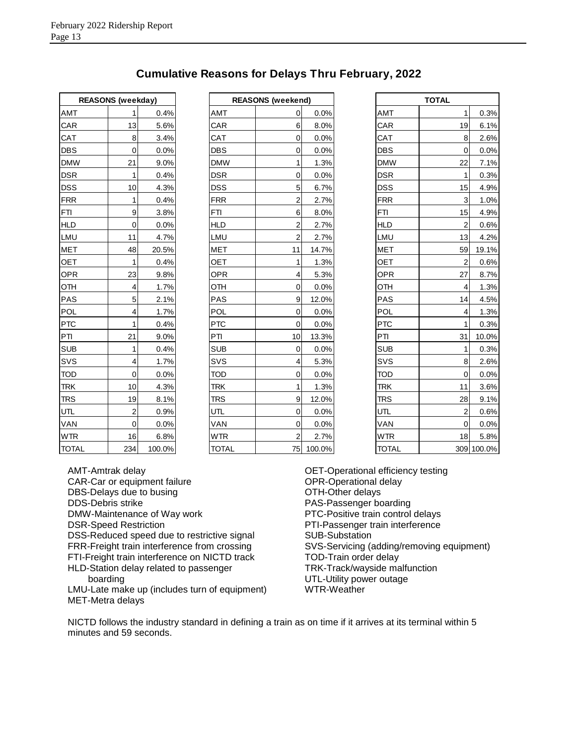## Cumulative Reasons for Delays Thru February, 2022

| REASONS (weekday) | | |
|---|---|---|
| AMT | 1 | 0.4% |
| CAR | 13 | 5.6% |
| CAT | 8 | 3.4% |
| DBS | 0 | 0.0% |
| DMW | 21 | 9.0% |
| DSR | 1 | 0.4% |
| DSS | 10 | 4.3% |
| FRR | 1 | 0.4% |
| FTI | 9 | 3.8% |
| HLD | 0 | 0.0% |
| LMU | 11 | 4.7% |
| MET | 48 | 20.5% |
| OET | 1 | 0.4% |
| OPR | 23 | 9.8% |
| OTH | 4 | 1.7% |
| PAS | 5 | 2.1% |
| POL | 4 | 1.7% |
| PTC | 1 | 0.4% |
| PTI | 21 | 9.0% |
| SUB | 1 | 0.4% |
| SVS | 4 | 1.7% |
| TOD | 0 | 0.0% |
| TRK | 10 | 4.3% |
| TRS | 19 | 8.1% |
| UTL | 2 | 0.9% |
| VAN | 0 | 0.0% |
| WTR | 16 | 6.8% |
| TOTAL | 234 | 100.0% |

| REASONS (weekend) | | |
|---|---|---|
| AMT | 0 | 0.0% |
| CAR | 6 | 8.0% |
| CAT | 0 | 0.0% |
| DBS | 0 | 0.0% |
| DMW | 1 | 1.3% |
| DSR | 0 | 0.0% |
| DSS | 5 | 6.7% |
| FRR | 2 | 2.7% |
| FTI | 6 | 8.0% |
| HLD | 2 | 2.7% |
| LMU | 2 | 2.7% |
| MET | 11 | 14.7% |
| OET | 1 | 1.3% |
| OPR | 4 | 5.3% |
| OTH | 0 | 0.0% |
| PAS | 9 | 12.0% |
| POL | 0 | 0.0% |
| PTC | 0 | 0.0% |
| PTI | 10 | 13.3% |
| SUB | 0 | 0.0% |
| SVS | 4 | 5.3% |
| TOD | 0 | 0.0% |
| TRK | 1 | 1.3% |
| TRS | 9 | 12.0% |
| UTL | 0 | 0.0% |
| VAN | 0 | 0.0% |
| WTR | 2 | 2.7% |
| TOTAL | 75 | 100.0% |

| TOTAL | | |
|---|---|---|
| AMT | 1 | 0.3% |
| CAR | 19 | 6.1% |
| CAT | 8 | 2.6% |
| DBS | 0 | 0.0% |
| DMW | 22 | 7.1% |
| DSR | 1 | 0.3% |
| DSS | 15 | 4.9% |
| FRR | 3 | 1.0% |
| FTI | 15 | 4.9% |
| HLD | 2 | 0.6% |
| LMU | 13 | 4.2% |
| MET | 59 | 19.1% |
| OET | 2 | 0.6% |
| OPR | 27 | 8.7% |
| OTH | 4 | 1.3% |
| PAS | 14 | 4.5% |
| POL | 4 | 1.3% |
| PTC | 1 | 0.3% |
| PTI | 31 | 10.0% |
| SUB | 1 | 0.3% |
| SVS | 8 | 2.6% |
| TOD | 0 | 0.0% |
| TRK | 11 | 3.6% |
| TRS | 28 | 9.1% |
| UTL | 2 | 0.6% |
| VAN | 0 | 0.0% |
| WTR | 18 | 5.8% |
| TOTAL | 309 | 100.0% |

AMT-Amtrak delay
CAR-Car or equipment failure
DBS-Delays due to busing
DDS-Debris strike
DMW-Maintenance of Way work
DSR-Speed Restriction
DSS-Reduced speed due to restrictive signal
FRR-Freight train interference from crossing
FTI-Freight train interference on NICTD track
HLD-Station delay related to passenger boarding
LMU-Late make up (includes turn of equipment)
MET-Metra delays
OET-Operational efficiency testing
OPR-Operational delay
OTH-Other delays
PAS-Passenger boarding
PTC-Positive train control delays
PTI-Passenger train interference
SUB-Substation
SVS-Servicing (adding/removing equipment)
TOD-Train order delay
TRK-Track/wayside malfunction
UTL-Utility power outage
WTR-Weather

NICTD follows the industry standard in defining a train as on time if it arrives at its terminal within 5 minutes and 59 seconds.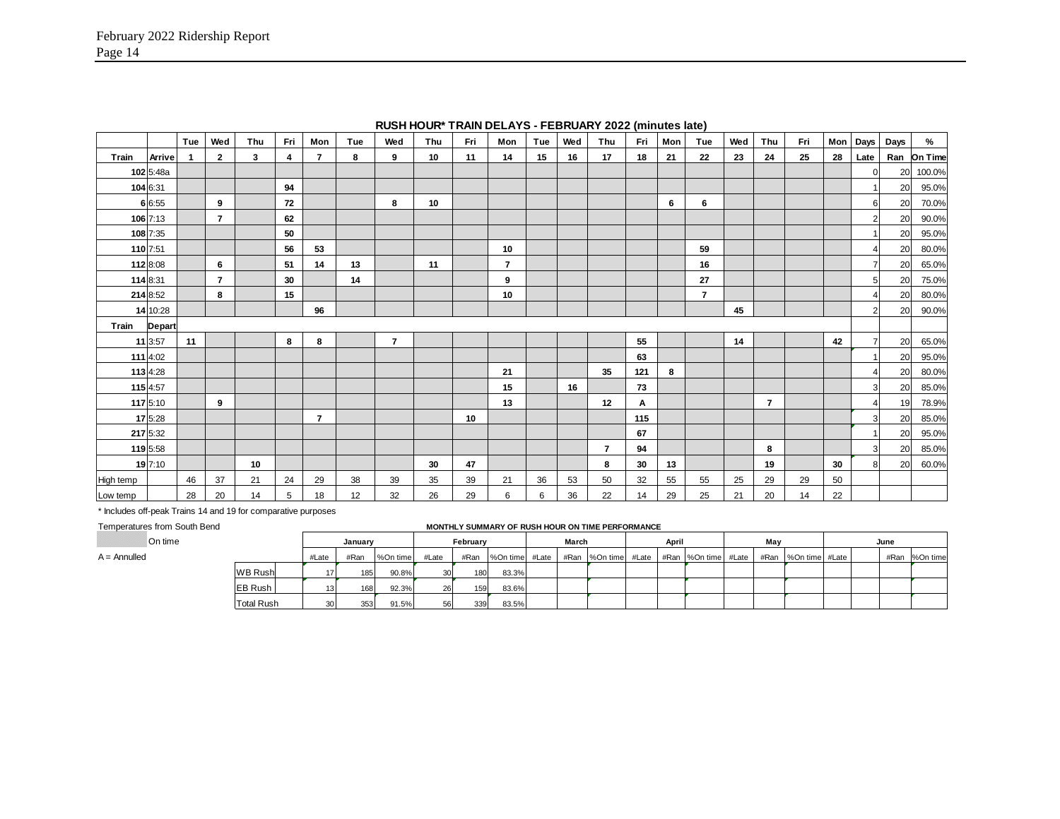## RUSH HOUR* TRAIN DELAYS - FEBRUARY 2022 (minutes late)

| | | Tue | Wed | Thu | Fri | Mon | Tue | Wed | Thu | Fri | Mon | Tue | Wed | Thu | Fri | Mon | Tue | Wed | Thu | Fri | Mon | Days | Days | % |
|---|---|---|---|---|---|---|---|---|---|---|---|---|---|---|---|---|---|---|---|---|---|---|---|---|
| **Train** | **Arrive** | **1** | **2** | **3** | **4** | **7** | **8** | **9** | **10** | **11** | **14** | **15** | **16** | **17** | **18** | **21** | **22** | **23** | **24** | **25** | **28** | **Late** | **Ran** | **On Time** |
| **102** | 5:48a | | | | | | | | | | | | | | | | | | | | | 0 | 20 | 100.0% |
| **104** | 6:31 | | | | **94** | | | | | | | | | | | | | | | | | 1 | 20 | 95.0% |
| **6** | 6:55 | | **9** | | **72** | | | **8** | **10** | | | | | | | **6** | **6** | | | | | 6 | 20 | 70.0% |
| **106** | 7:13 | | **7** | | **62** | | | | | | | | | | | | | | | | | 2 | 20 | 90.0% |
| **108** | 7:35 | | | | **50** | | | | | | | | | | | | | | | | | 1 | 20 | 95.0% |
| **110** | 7:51 | | | | **56** | **53** | | | | | **10** | | | | | | **59** | | | | | 4 | 20 | 80.0% |
| **112** | 8:08 | | **6** | | **51** | **14** | **13** | | **11** | | **7** | | | | | | **16** | | | | | 7 | 20 | 65.0% |
| **114** | 8:31 | | **7** | | **30** | | **14** | | | | **9** | | | | | | **27** | | | | | 5 | 20 | 75.0% |
| **214** | 8:52 | | **8** | | **15** | | | | | | **10** | | | | | | **7** | | | | | 4 | 20 | 80.0% |
| **14** | 10:28 | | | | | **96** | | | | | | | | | | | | **45** | | | | 2 | 20 | 90.0% |
| **Train** | **Depart** | | | | | | | | | | | | | | | | | | | | | | | |
| **11** | 3:57 | **11** | | | **8** | **8** | | **7** | | | | | | | **55** | | | **14** | | | **42** | 7 | 20 | 65.0% |
| **111** | 4:02 | | | | | | | | | | | | | | **63** | | | | | | | 1 | 20 | 95.0% |
| **113** | 4:28 | | | | | | | | | | **21** | | | **35** | **121** | **8** | | | | | | 4 | 20 | 80.0% |
| **115** | 4:57 | | | | | | | | | | **15** | | **16** | | **73** | | | | | | | 3 | 20 | 85.0% |
| **117** | 5:10 | | **9** | | | | | | | | **13** | | | **12** | **A** | | | | **7** | | | 4 | 19 | 78.9% |
| **17** | 5:28 | | | | | **7** | | | | **10** | | | | | **115** | | | | | | | 3 | 20 | 85.0% |
| **217** | 5:32 | | | | | | | | | | | | | | **67** | | | | | | | 1 | 20 | 95.0% |
| **119** | 5:58 | | | | | | | | | | | | | **7** | **94** | | | | **8** | | | 3 | 20 | 85.0% |
| **19** | 7:10 | | | **10** | | | | | **30** | **47** | | | | **8** | **30** | **13** | | | **19** | | **30** | 8 | 20 | 60.0% |
| High temp | | 46 | 37 | 21 | 24 | 29 | 38 | 39 | 35 | 39 | 21 | 36 | 53 | 50 | 32 | 55 | 55 | 25 | 29 | 29 | 50 | | | |
| Low temp | | 28 | 20 | 14 | 5 | 18 | 12 | 32 | 26 | 29 | 6 | 6 | 36 | 22 | 14 | 29 | 25 | 21 | 20 | 14 | 22 | | | |

\* Includes off-peak Trains 14 and 19 for comparative purposes

Temperatures from South Bend

(shaded) On time

A = Annulled

**MONTHLY SUMMARY OF RUSH HOUR ON TIME PERFORMANCE**

| | January | | | February | | | March | | | April | | | May | | | June | | |
|---|---|---|---|---|---|---|---|---|---|---|---|---|---|---|---|---|---|---|
| | #Late | #Ran | %On time | #Late | #Ran | %On time | #Late | #Ran | %On time | #Late | #Ran | %On time | #Late | #Ran | %On time | #Late | #Ran | %On time |
| WB Rush | 17 | 185 | 90.8% | 30 | 180 | 83.3% | | | | | | | | | | | | |
| EB Rush | 13 | 168 | 92.3% | 26 | 159 | 83.6% | | | | | | | | | | | | |
| Total Rush | 30 | 353 | 91.5% | 56 | 339 | 83.5% | | | | | | | | | | | | |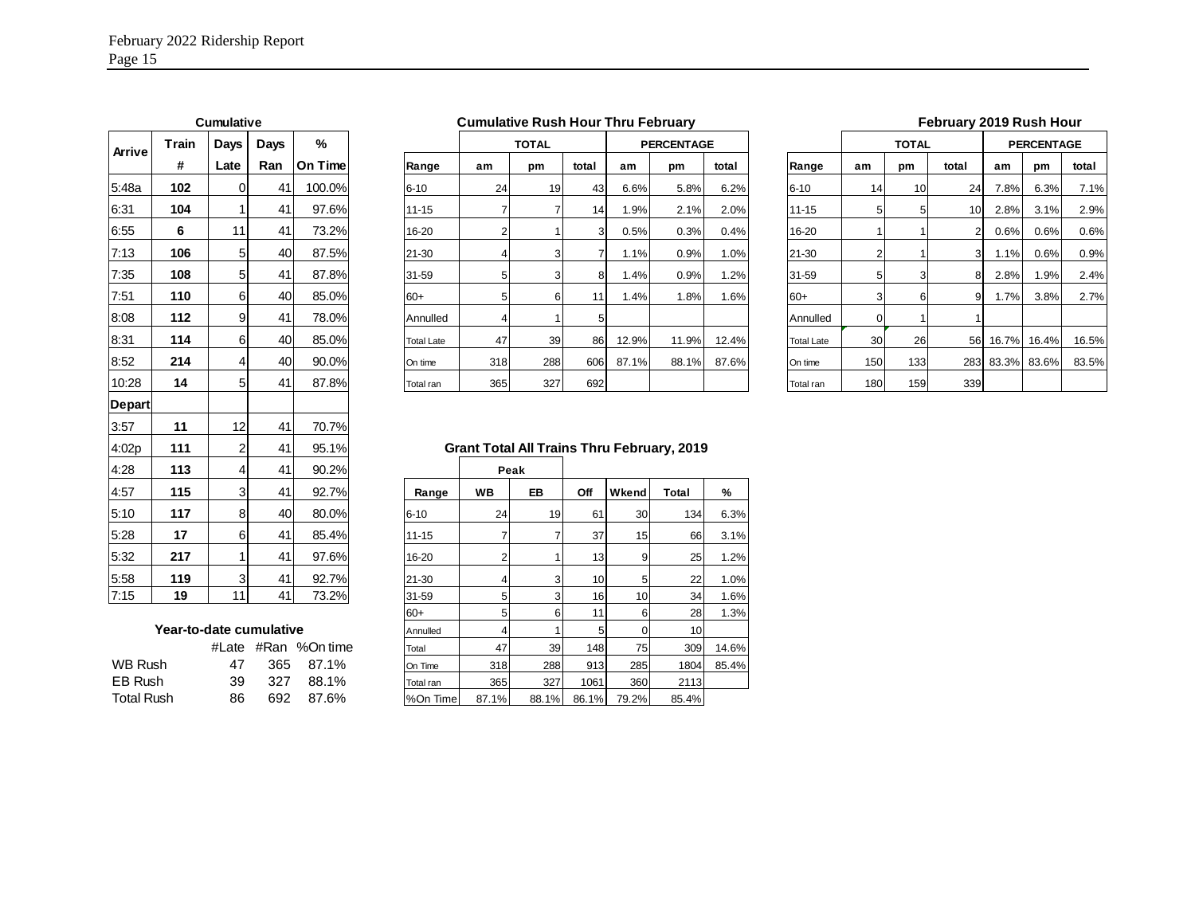### Cumulative

| Arrive | Train # | Days Late | Days Ran | % On Time |
|---|---|---|---|---|
| 5:48a | **102** | 0 | 41 | 100.0% |
| 6:31 | **104** | 1 | 41 | 97.6% |
| 6:55 | **6** | 11 | 41 | 73.2% |
| 7:13 | **106** | 5 | 40 | 87.5% |
| 7:35 | **108** | 5 | 41 | 87.8% |
| 7:51 | **110** | 6 | 40 | 85.0% |
| 8:08 | **112** | 9 | 41 | 78.0% |
| 8:31 | **114** | 6 | 40 | 85.0% |
| 8:52 | **214** | 4 | 40 | 90.0% |
| 10:28 | **14** | 5 | 41 | 87.8% |
| **Depart** | | | | |
| 3:57 | **11** | 12 | 41 | 70.7% |
| 4:02p | **111** | 2 | 41 | 95.1% |
| 4:28 | **113** | 4 | 41 | 90.2% |
| 4:57 | **115** | 3 | 41 | 92.7% |
| 5:10 | **117** | 8 | 40 | 80.0% |
| 5:28 | **17** | 6 | 41 | 85.4% |
| 5:32 | **217** | 1 | 41 | 97.6% |
| 5:58 | **119** | 3 | 41 | 92.7% |
| 7:15 | **19** | 11 | 41 | 73.2% |

### Year-to-date cumulative

| | #Late | #Ran | %On time |
|---|---|---|---|
| WB Rush | 47 | 365 | 87.1% |
| EB Rush | 39 | 327 | 88.1% |
| Total Rush | 86 | 692 | 87.6% |

### Cumulative Rush Hour Thru February

| | TOTAL | | | PERCENTAGE | | |
|---|---|---|---|---|---|---|
| Range | am | pm | total | am | pm | total |
| 6-10 | 24 | 19 | 43 | 6.6% | 5.8% | 6.2% |
| 11-15 | 7 | 7 | 14 | 1.9% | 2.1% | 2.0% |
| 16-20 | 2 | 1 | 3 | 0.5% | 0.3% | 0.4% |
| 21-30 | 4 | 3 | 7 | 1.1% | 0.9% | 1.0% |
| 31-59 | 5 | 3 | 8 | 1.4% | 0.9% | 1.2% |
| 60+ | 5 | 6 | 11 | 1.4% | 1.8% | 1.6% |
| Annulled | 4 | 1 | 5 | | | |
| Total Late | 47 | 39 | 86 | 12.9% | 11.9% | 12.4% |
| On time | 318 | 288 | 606 | 87.1% | 88.1% | 87.6% |
| Total ran | 365 | 327 | 692 | | | |

### February 2019 Rush Hour

| | TOTAL | | | PERCENTAGE | | |
|---|---|---|---|---|---|---|
| Range | am | pm | total | am | pm | total |
| 6-10 | 14 | 10 | 24 | 7.8% | 6.3% | 7.1% |
| 11-15 | 5 | 5 | 10 | 2.8% | 3.1% | 2.9% |
| 16-20 | 1 | 1 | 2 | 0.6% | 0.6% | 0.6% |
| 21-30 | 2 | 1 | 3 | 1.1% | 0.6% | 0.9% |
| 31-59 | 5 | 3 | 8 | 2.8% | 1.9% | 2.4% |
| 60+ | 3 | 6 | 9 | 1.7% | 3.8% | 2.7% |
| Annulled | 0 | 1 | 1 | | | |
| Total Late | 30 | 26 | 56 | 16.7% | 16.4% | 16.5% |
| On time | 150 | 133 | 283 | 83.3% | 83.6% | 83.5% |
| Total ran | 180 | 159 | 339 | | | |

### Grant Total All Trains Thru February, 2019

| | Peak | | | | | |
|---|---|---|---|---|---|---|
| Range | WB | EB | Off | Wkend | Total | % |
| 6-10 | 24 | 19 | 61 | 30 | 134 | 6.3% |
| 11-15 | 7 | 7 | 37 | 15 | 66 | 3.1% |
| 16-20 | 2 | 1 | 13 | 9 | 25 | 1.2% |
| 21-30 | 4 | 3 | 10 | 5 | 22 | 1.0% |
| 31-59 | 5 | 3 | 16 | 10 | 34 | 1.6% |
| 60+ | 5 | 6 | 11 | 6 | 28 | 1.3% |
| Annulled | 4 | 1 | 5 | 0 | 10 | |
| Total | 47 | 39 | 148 | 75 | 309 | 14.6% |
| On Time | 318 | 288 | 913 | 285 | 1804 | 85.4% |
| Total ran | 365 | 327 | 1061 | 360 | 2113 | |
| %On Time | 87.1% | 88.1% | 86.1% | 79.2% | 85.4% | |